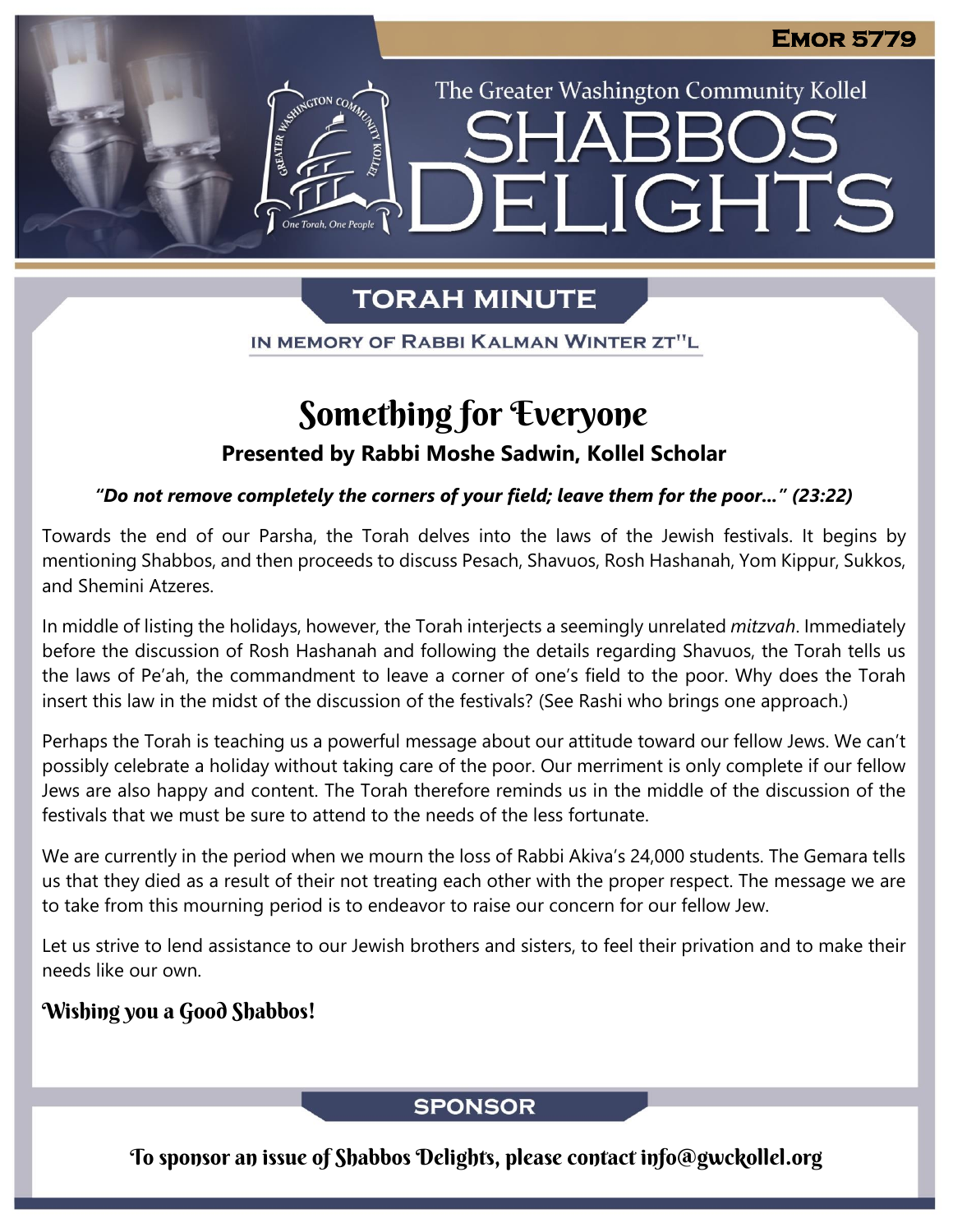EMOR 5779

The Greater Washington Community Kollel

# SHABBOS DELIGHTS

## TORAH MINUTE

IN MEMORY OF RABBI KALMAN WINTER ZT"L

# Something for Everyone

**Presented by Rabbi Moshe Sadwin, Kollel Scholar**

***"Do not remove completely the corners of your field; leave them for the poor…" (23:22)***

Towards the end of our Parsha, the Torah delves into the laws of the Jewish festivals. It begins by mentioning Shabbos, and then proceeds to discuss Pesach, Shavuos, Rosh Hashanah, Yom Kippur, Sukkos, and Shemini Atzeres.

In middle of listing the holidays, however, the Torah interjects a seemingly unrelated *mitzvah*. Immediately before the discussion of Rosh Hashanah and following the details regarding Shavuos, the Torah tells us the laws of Pe'ah, the commandment to leave a corner of one's field to the poor. Why does the Torah insert this law in the midst of the discussion of the festivals? (See Rashi who brings one approach.)

Perhaps the Torah is teaching us a powerful message about our attitude toward our fellow Jews. We can't possibly celebrate a holiday without taking care of the poor. Our merriment is only complete if our fellow Jews are also happy and content. The Torah therefore reminds us in the middle of the discussion of the festivals that we must be sure to attend to the needs of the less fortunate.

We are currently in the period when we mourn the loss of Rabbi Akiva's 24,000 students. The Gemara tells us that they died as a result of their not treating each other with the proper respect. The message we are to take from this mourning period is to endeavor to raise our concern for our fellow Jew.

Let us strive to lend assistance to our Jewish brothers and sisters, to feel their privation and to make their needs like our own.

**Wishing you a Good Shabbos!**

## SPONSOR

To sponsor an issue of Shabbos Delights, please contact info@gwckollel.org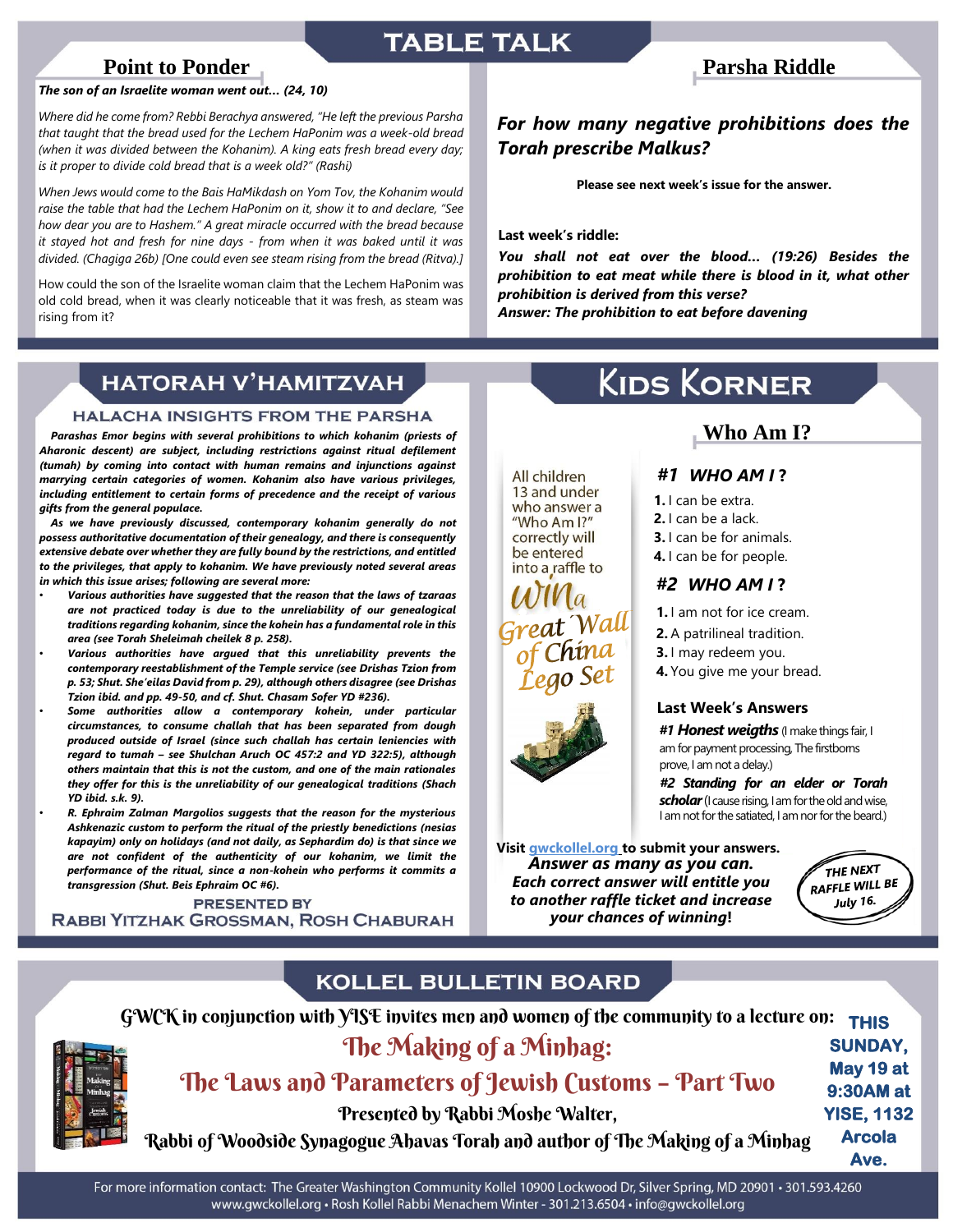# TABLE TALK

## Point to Ponder

***The son of an Israelite woman went out... (24, 10)***

*Where did he come from? Rebbi Berachya answered, "He left the previous Parsha that taught that the bread used for the Lechem HaPonim was a week-old bread (when it was divided between the Kohanim). A king eats fresh bread every day; is it proper to divide cold bread that is a week old?" (Rashi)*

*When Jews would come to the Bais HaMikdash on Yom Tov, the Kohanim would raise the table that had the Lechem HaPonim on it, show it to and declare, "See how dear you are to Hashem." A great miracle occurred with the bread because it stayed hot and fresh for nine days - from when it was baked until it was divided. (Chagiga 26b) [One could even see steam rising from the bread (Ritva).]*

How could the son of the Israelite woman claim that the Lechem HaPonim was old cold bread, when it was clearly noticeable that it was fresh, as steam was rising from it?

## Parsha Riddle

***For how many negative prohibitions does the Torah prescribe Malkus?***

**Please see next week's issue for the answer.**

**Last week's riddle:**

***You shall not eat over the blood... (19:26) Besides the prohibition to eat meat while there is blood in it, what other prohibition is derived from this verse?***

***Answer: The prohibition to eat before davening***

# HATORAH V'HAMITZVAH

## HALACHA INSIGHTS FROM THE PARSHA

***Parashas Emor begins with several prohibitions to which kohanim (priests of Aharonic descent) are subject, including restrictions against ritual defilement (tumah) by coming into contact with human remains and injunctions against marrying certain categories of women. Kohanim also have various privileges, including entitlement to certain forms of precedence and the receipt of various gifts from the general populace.***

***As we have previously discussed, contemporary kohanim generally do not possess authoritative documentation of their genealogy, and there is consequently extensive debate over whether they are fully bound by the restrictions, and entitled to the privileges, that apply to kohanim. We have previously noted several areas in which this issue arises; following are several more:***

- ***Various authorities have suggested that the reason that the laws of tzaraas are not practiced today is due to the unreliability of our genealogical traditions regarding kohanim, since the kohein has a fundamental role in this area (see Torah Sheleimah cheilek 8 p. 258).***
- ***Various authorities have argued that this unreliability prevents the contemporary reestablishment of the Temple service (see Drishas Tzion from p. 53; Shut. She'eilas David from p. 29), although others disagree (see Drishas Tzion ibid. and pp. 49-50, and cf. Shut. Chasam Sofer YD #236).***
- ***Some authorities allow a contemporary kohein, under particular circumstances, to consume challah that has been separated from dough produced outside of Israel (since such challah has certain leniencies with regard to tumah – see Shulchan Aruch OC 457:2 and YD 322:5), although others maintain that this is not the custom, and one of the main rationales they offer for this is the unreliability of our genealogical traditions (Shach YD ibid. s.k. 9).***
- ***R. Ephraim Zalman Margolios suggests that the reason for the mysterious Ashkenazic custom to perform the ritual of the priestly benedictions (nesias kapayim) only on holidays (and not daily, as Sephardim do) is that since we are not confident of the authenticity of our kohanim, we limit the performance of the ritual, since a non-kohein who performs it commits a transgression (Shut. Beis Ephraim OC #6).***

PRESENTED BY
RABBI YITZHAK GROSSMAN, ROSH CHABURAH

# KIDS KORNER

## Who Am I?

All children 13 and under who answer a "Who Am I?" correctly will be entered into a raffle to

*Win a Great Wall of China Lego Set*

### #1 WHO AM I ?

1. I can be extra.
2. I can be a lack.
3. I can be for animals.
4. I can be for people.

### #2 WHO AM I ?

1. I am not for ice cream.
2. A patrilineal tradition.
3. I may redeem you.
4. You give me your bread.

**Last Week's Answers**

***#1 Honest weigths*** (I make things fair, I am for payment processing, The firstborns prove, I am not a delay.)

***#2 Standing for an elder or Torah scholar*** (I cause rising, I am for the old and wise, I am not for the satiated, I am nor for the beard.)

**Visit gwckollel.org to submit your answers.**

***Answer as many as you can. Each correct answer will entitle you to another raffle ticket and increase your chances of winning!***

*THE NEXT RAFFLE WILL BE July 16.*

# KOLLEL BULLETIN BOARD

GWCK in conjunction with YISE invites men and women of the community to a lecture on:

**The Making of a Minhag:**

**The Laws and Parameters of Jewish Customs – Part Two**

Presented by Rabbi Moshe Walter,

Rabbi of Woodside Synagogue Ahavas Torah and author of The Making of a Minhag

**THIS SUNDAY, May 19 at 9:30AM at YISE, 1132 Arcola Ave.**

For more information contact: The Greater Washington Community Kollel 10900 Lockwood Dr, Silver Spring, MD 20901 • 301.593.4260
www.gwckollel.org • Rosh Kollel Rabbi Menachem Winter - 301.213.6504 • info@gwckollel.org